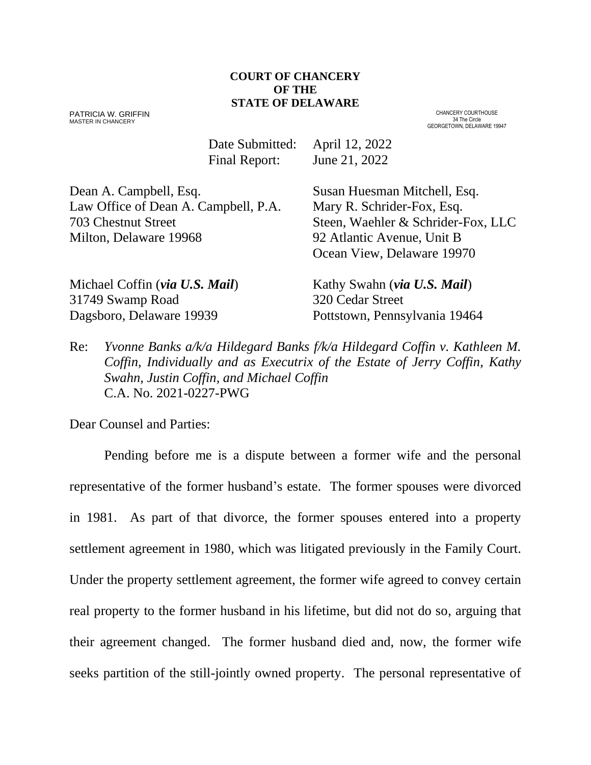**COURT OF CHANCERY**
**OF THE**
**STATE OF DELAWARE**

PATRICIA W. GRIFFIN
MASTER IN CHANCERY

CHANCERY COURTHOUSE
34 The Circle
GEORGETOWN, DELAWARE 19947

Date Submitted: April 12, 2022
Final Report: June 21, 2022

Dean A. Campbell, Esq.
Law Office of Dean A. Campbell, P.A.
703 Chestnut Street
Milton, Delaware 19968

Susan Huesman Mitchell, Esq.
Mary R. Schrider-Fox, Esq.
Steen, Waehler & Schrider-Fox, LLC
92 Atlantic Avenue, Unit B
Ocean View, Delaware 19970

Michael Coffin (***via U.S. Mail***)
31749 Swamp Road
Dagsboro, Delaware 19939

Kathy Swahn (***via U.S. Mail***)
320 Cedar Street
Pottstown, Pennsylvania 19464

Re: *Yvonne Banks a/k/a Hildegard Banks f/k/a Hildegard Coffin v. Kathleen M. Coffin, Individually and as Executrix of the Estate of Jerry Coffin, Kathy Swahn, Justin Coffin, and Michael Coffin*
C.A. No. 2021-0227-PWG

Dear Counsel and Parties:

Pending before me is a dispute between a former wife and the personal representative of the former husband's estate. The former spouses were divorced in 1981. As part of that divorce, the former spouses entered into a property settlement agreement in 1980, which was litigated previously in the Family Court. Under the property settlement agreement, the former wife agreed to convey certain real property to the former husband in his lifetime, but did not do so, arguing that their agreement changed. The former husband died and, now, the former wife seeks partition of the still-jointly owned property. The personal representative of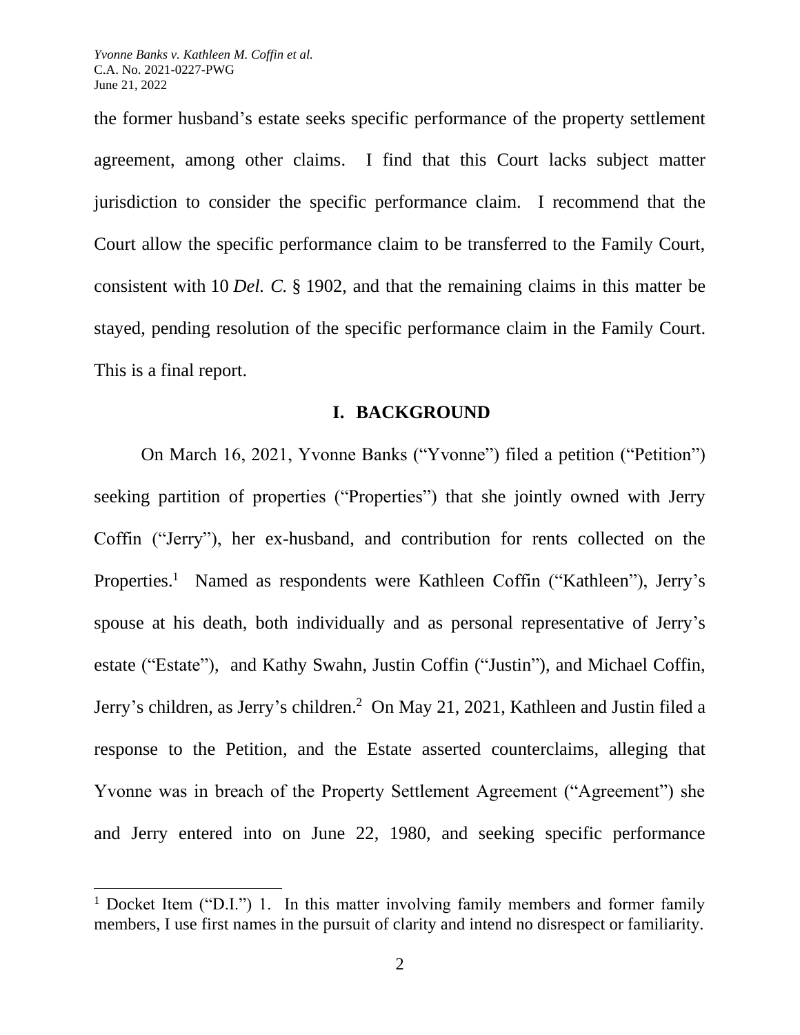the former husband's estate seeks specific performance of the property settlement agreement, among other claims. I find that this Court lacks subject matter jurisdiction to consider the specific performance claim. I recommend that the Court allow the specific performance claim to be transferred to the Family Court, consistent with 10 *Del. C.* § 1902, and that the remaining claims in this matter be stayed, pending resolution of the specific performance claim in the Family Court. This is a final report.

## I. BACKGROUND

On March 16, 2021, Yvonne Banks ("Yvonne") filed a petition ("Petition") seeking partition of properties ("Properties") that she jointly owned with Jerry Coffin ("Jerry"), her ex-husband, and contribution for rents collected on the Properties.[1] Named as respondents were Kathleen Coffin ("Kathleen"), Jerry's spouse at his death, both individually and as personal representative of Jerry's estate ("Estate"), and Kathy Swahn, Justin Coffin ("Justin"), and Michael Coffin, Jerry's children, as Jerry's children.[2] On May 21, 2021, Kathleen and Justin filed a response to the Petition, and the Estate asserted counterclaims, alleging that Yvonne was in breach of the Property Settlement Agreement ("Agreement") she and Jerry entered into on June 22, 1980, and seeking specific performance

[1] Docket Item ("D.I.") 1. In this matter involving family members and former family members, I use first names in the pursuit of clarity and intend no disrespect or familiarity.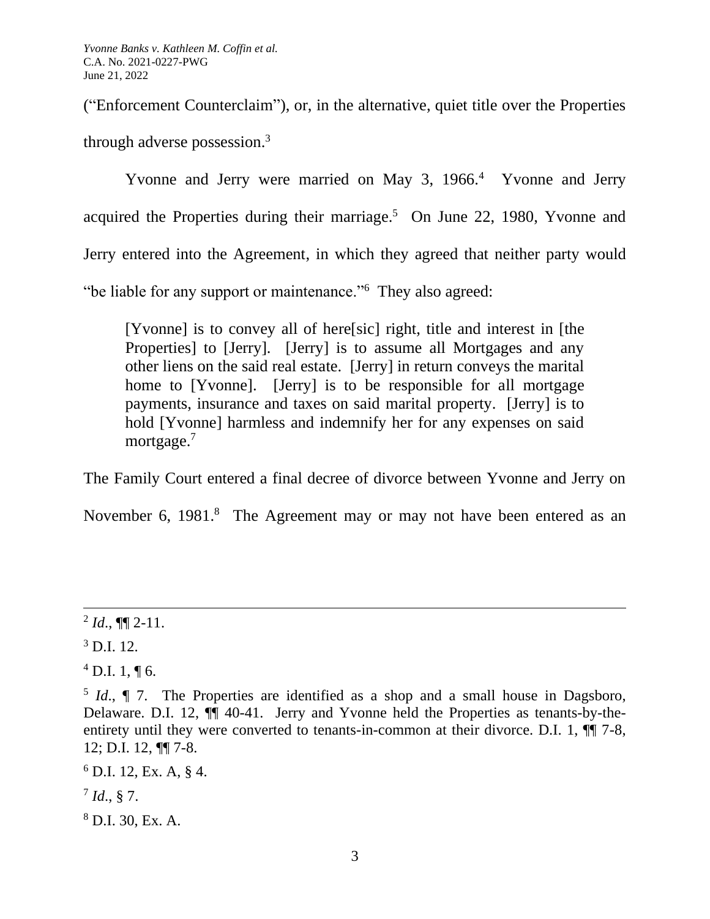("Enforcement Counterclaim"), or, in the alternative, quiet title over the Properties through adverse possession.[3]

Yvonne and Jerry were married on May 3, 1966.[4] Yvonne and Jerry acquired the Properties during their marriage.[5] On June 22, 1980, Yvonne and Jerry entered into the Agreement, in which they agreed that neither party would "be liable for any support or maintenance."[6] They also agreed:

> [Yvonne] is to convey all of here[sic] right, title and interest in [the Properties] to [Jerry]. [Jerry] is to assume all Mortgages and any other liens on the said real estate. [Jerry] in return conveys the marital home to [Yvonne]. [Jerry] is to be responsible for all mortgage payments, insurance and taxes on said marital property. [Jerry] is to hold [Yvonne] harmless and indemnify her for any expenses on said mortgage.[7]

The Family Court entered a final decree of divorce between Yvonne and Jerry on November 6, 1981.[8] The Agreement may or may not have been entered as an

---

[2] *Id.*, ¶¶ 2-11.

[3] D.I. 12.

[4] D.I. 1, ¶ 6.

[5] *Id.*, ¶ 7. The Properties are identified as a shop and a small house in Dagsboro, Delaware. D.I. 12, ¶¶ 40-41. Jerry and Yvonne held the Properties as tenants-by-the-entirety until they were converted to tenants-in-common at their divorce. D.I. 1, ¶¶ 7-8, 12; D.I. 12, ¶¶ 7-8.

[6] D.I. 12, Ex. A, § 4.

[7] *Id.*, § 7.

[8] D.I. 30, Ex. A.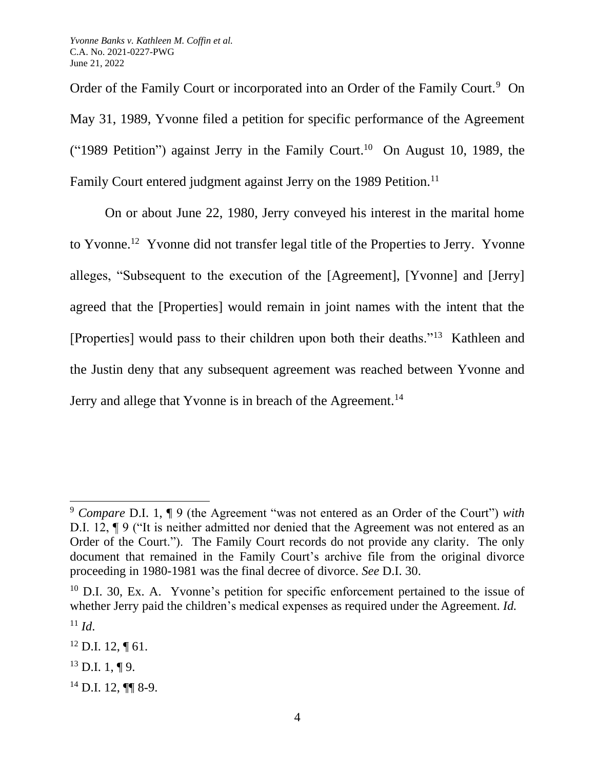Order of the Family Court or incorporated into an Order of the Family Court.[9] On May 31, 1989, Yvonne filed a petition for specific performance of the Agreement ("1989 Petition") against Jerry in the Family Court.[10] On August 10, 1989, the Family Court entered judgment against Jerry on the 1989 Petition.[11]

On or about June 22, 1980, Jerry conveyed his interest in the marital home to Yvonne.[12] Yvonne did not transfer legal title of the Properties to Jerry. Yvonne alleges, "Subsequent to the execution of the [Agreement], [Yvonne] and [Jerry] agreed that the [Properties] would remain in joint names with the intent that the [Properties] would pass to their children upon both their deaths."[13] Kathleen and the Justin deny that any subsequent agreement was reached between Yvonne and Jerry and allege that Yvonne is in breach of the Agreement.[14]

---

[9] *Compare* D.I. 1, ¶ 9 (the Agreement "was not entered as an Order of the Court") *with* D.I. 12, ¶ 9 ("It is neither admitted nor denied that the Agreement was not entered as an Order of the Court."). The Family Court records do not provide any clarity. The only document that remained in the Family Court's archive file from the original divorce proceeding in 1980-1981 was the final decree of divorce. *See* D.I. 30.

[10] D.I. 30, Ex. A. Yvonne's petition for specific enforcement pertained to the issue of whether Jerry paid the children's medical expenses as required under the Agreement. *Id.*

[11] *Id*.

[12] D.I. 12, ¶ 61.

[13] D.I. 1, ¶ 9.

[14] D.I. 12, ¶¶ 8-9.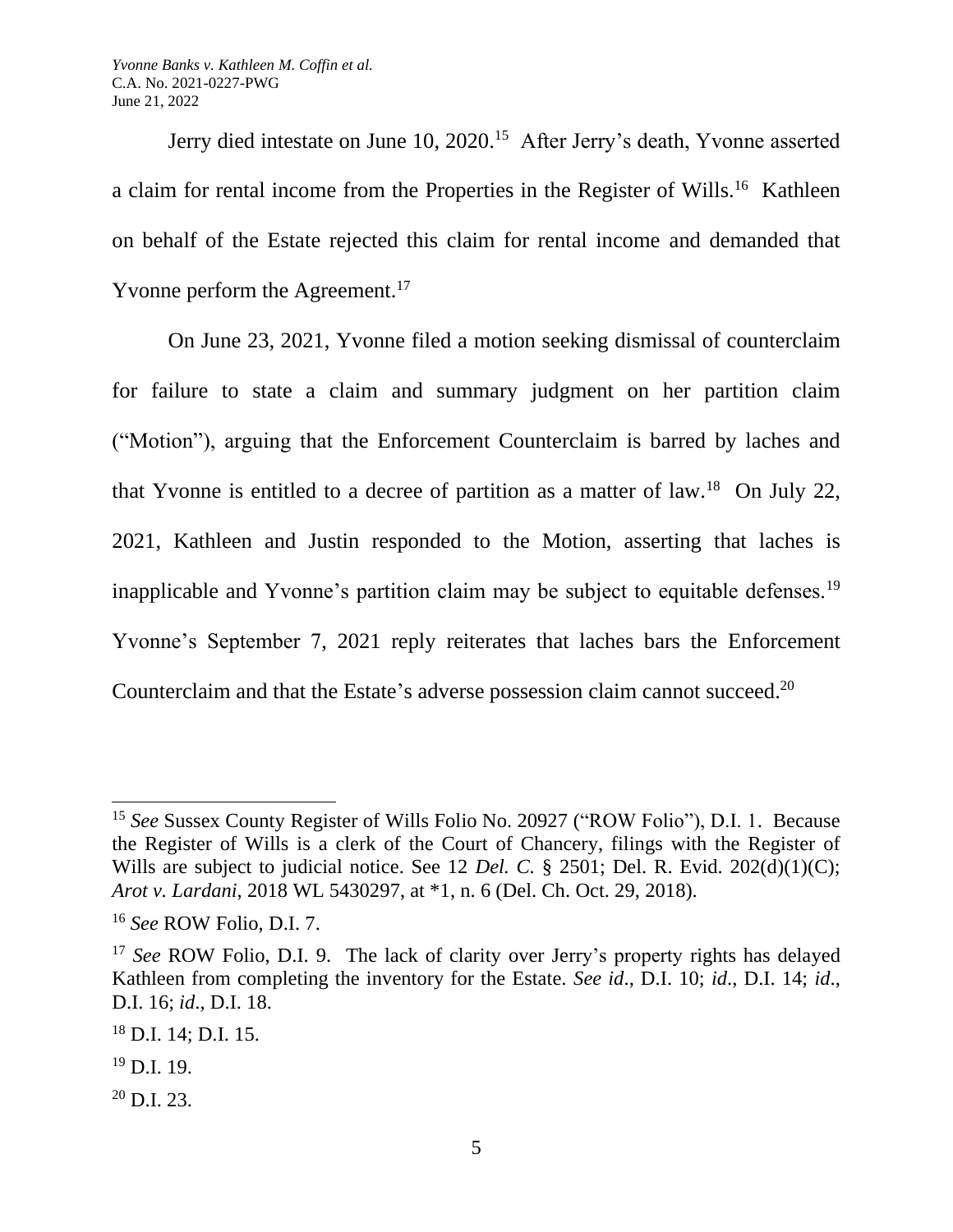Jerry died intestate on June 10, 2020.[15] After Jerry's death, Yvonne asserted a claim for rental income from the Properties in the Register of Wills.[16] Kathleen on behalf of the Estate rejected this claim for rental income and demanded that Yvonne perform the Agreement.[17]

On June 23, 2021, Yvonne filed a motion seeking dismissal of counterclaim for failure to state a claim and summary judgment on her partition claim ("Motion"), arguing that the Enforcement Counterclaim is barred by laches and that Yvonne is entitled to a decree of partition as a matter of law.[18] On July 22, 2021, Kathleen and Justin responded to the Motion, asserting that laches is inapplicable and Yvonne's partition claim may be subject to equitable defenses.[19] Yvonne's September 7, 2021 reply reiterates that laches bars the Enforcement Counterclaim and that the Estate's adverse possession claim cannot succeed.[20]

---

[15] *See* Sussex County Register of Wills Folio No. 20927 ("ROW Folio"), D.I. 1. Because the Register of Wills is a clerk of the Court of Chancery, filings with the Register of Wills are subject to judicial notice. See 12 *Del. C.* § 2501; Del. R. Evid. 202(d)(1)(C); *Arot v. Lardani*, 2018 WL 5430297, at *1, n. 6 (Del. Ch. Oct. 29, 2018).

[16] *See* ROW Folio, D.I. 7.

[17] *See* ROW Folio, D.I. 9. The lack of clarity over Jerry's property rights has delayed Kathleen from completing the inventory for the Estate. *See id*., D.I. 10; *id*., D.I. 14; *id*., D.I. 16; *id*., D.I. 18.

[18] D.I. 14; D.I. 15.

[19] D.I. 19.

[20] D.I. 23.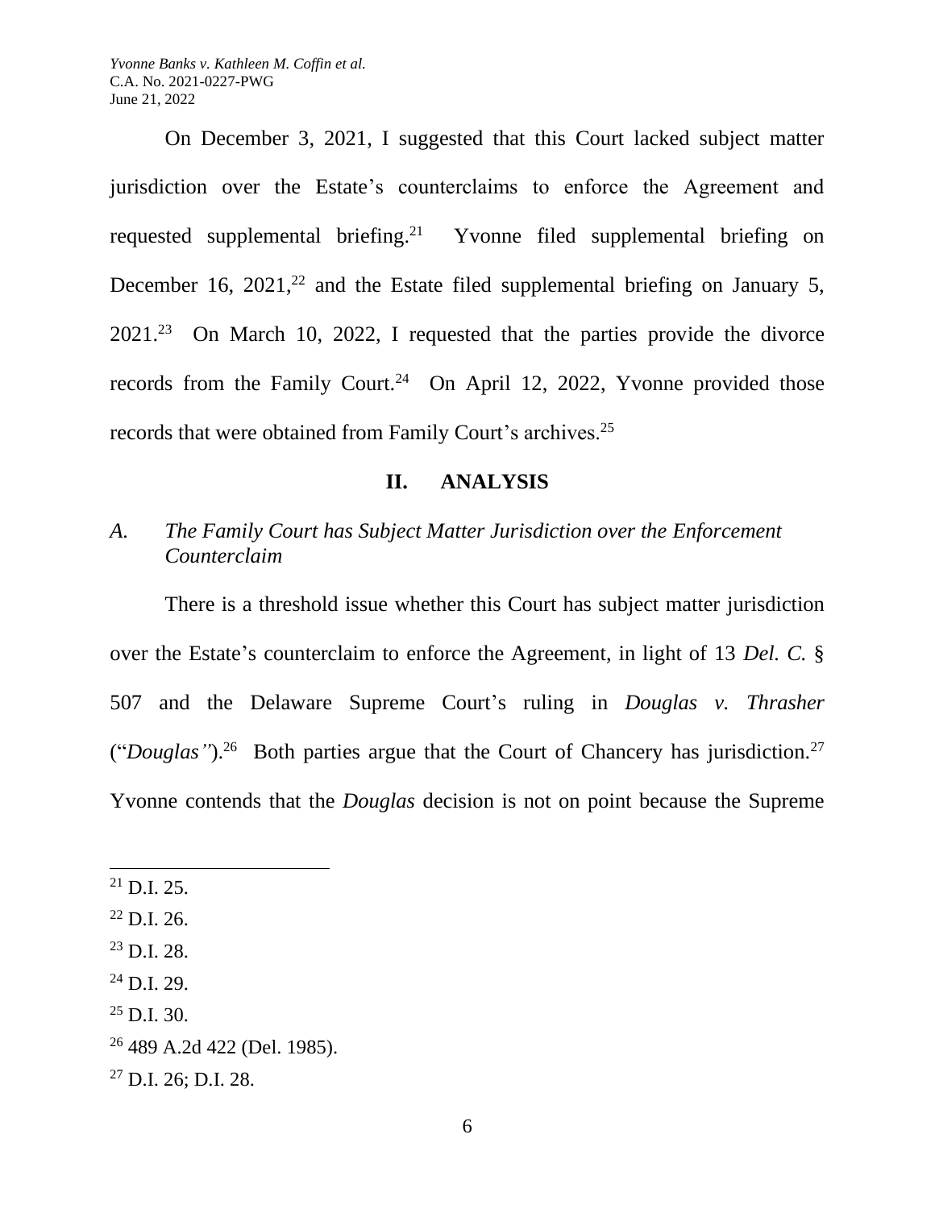On December 3, 2021, I suggested that this Court lacked subject matter jurisdiction over the Estate's counterclaims to enforce the Agreement and requested supplemental briefing.[21] Yvonne filed supplemental briefing on December 16, 2021,[22] and the Estate filed supplemental briefing on January 5, 2021.[23] On March 10, 2022, I requested that the parties provide the divorce records from the Family Court.[24] On April 12, 2022, Yvonne provided those records that were obtained from Family Court's archives.[25]

## II. ANALYSIS

### *A. The Family Court has Subject Matter Jurisdiction over the Enforcement Counterclaim*

There is a threshold issue whether this Court has subject matter jurisdiction over the Estate's counterclaim to enforce the Agreement, in light of 13 *Del. C.* § 507 and the Delaware Supreme Court's ruling in *Douglas v. Thrasher* ("*Douglas*").[26] Both parties argue that the Court of Chancery has jurisdiction.[27] Yvonne contends that the *Douglas* decision is not on point because the Supreme

---

[21] D.I. 25.

[22] D.I. 26.

[23] D.I. 28.

[24] D.I. 29.

[25] D.I. 30.

[26] 489 A.2d 422 (Del. 1985).

[27] D.I. 26; D.I. 28.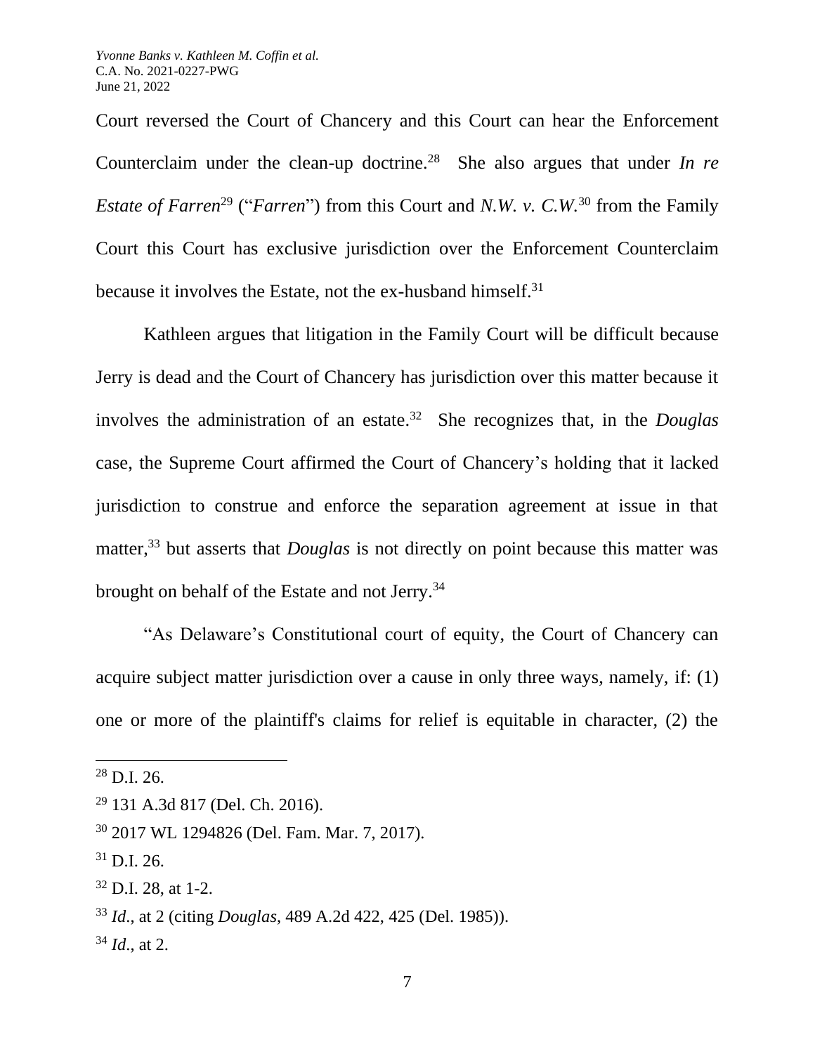Court reversed the Court of Chancery and this Court can hear the Enforcement Counterclaim under the clean-up doctrine.[28] She also argues that under *In re Estate of Farren*[29] ("*Farren*") from this Court and *N.W. v. C.W.*[30] from the Family Court this Court has exclusive jurisdiction over the Enforcement Counterclaim because it involves the Estate, not the ex-husband himself.[31]

Kathleen argues that litigation in the Family Court will be difficult because Jerry is dead and the Court of Chancery has jurisdiction over this matter because it involves the administration of an estate.[32] She recognizes that, in the *Douglas* case, the Supreme Court affirmed the Court of Chancery's holding that it lacked jurisdiction to construe and enforce the separation agreement at issue in that matter,[33] but asserts that *Douglas* is not directly on point because this matter was brought on behalf of the Estate and not Jerry.[34]

"As Delaware's Constitutional court of equity, the Court of Chancery can acquire subject matter jurisdiction over a cause in only three ways, namely, if: (1) one or more of the plaintiff's claims for relief is equitable in character, (2) the

---

[28] D.I. 26.

[29] 131 A.3d 817 (Del. Ch. 2016).

[30] 2017 WL 1294826 (Del. Fam. Mar. 7, 2017).

[31] D.I. 26.

[32] D.I. 28, at 1-2.

[33] *Id*., at 2 (citing *Douglas*, 489 A.2d 422, 425 (Del. 1985)).

[34] *Id*., at 2.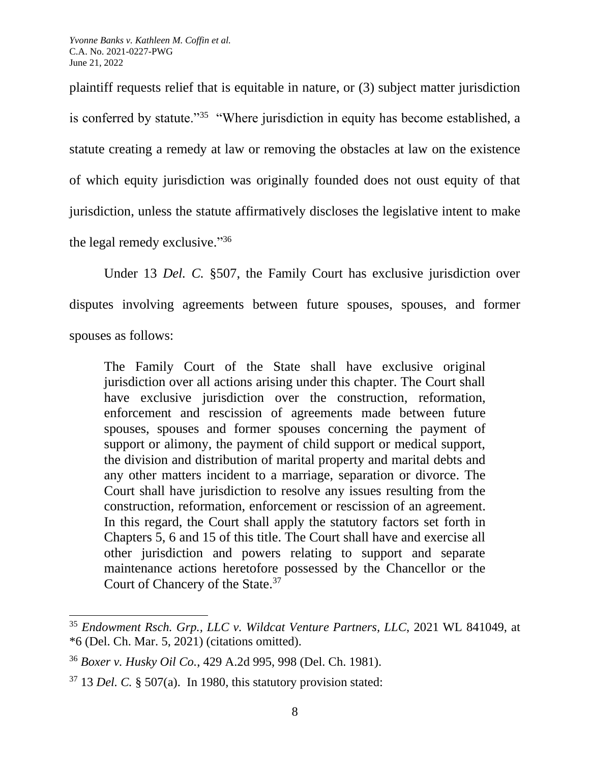plaintiff requests relief that is equitable in nature, or (3) subject matter jurisdiction is conferred by statute."[35] "Where jurisdiction in equity has become established, a statute creating a remedy at law or removing the obstacles at law on the existence of which equity jurisdiction was originally founded does not oust equity of that jurisdiction, unless the statute affirmatively discloses the legislative intent to make the legal remedy exclusive."[36]

Under 13 *Del. C.* §507, the Family Court has exclusive jurisdiction over disputes involving agreements between future spouses, spouses, and former spouses as follows:

> The Family Court of the State shall have exclusive original jurisdiction over all actions arising under this chapter. The Court shall have exclusive jurisdiction over the construction, reformation, enforcement and rescission of agreements made between future spouses, spouses and former spouses concerning the payment of support or alimony, the payment of child support or medical support, the division and distribution of marital property and marital debts and any other matters incident to a marriage, separation or divorce. The Court shall have jurisdiction to resolve any issues resulting from the construction, reformation, enforcement or rescission of an agreement. In this regard, the Court shall apply the statutory factors set forth in Chapters 5, 6 and 15 of this title. The Court shall have and exercise all other jurisdiction and powers relating to support and separate maintenance actions heretofore possessed by the Chancellor or the Court of Chancery of the State.[37]

---

[35] *Endowment Rsch. Grp., LLC v. Wildcat Venture Partners, LLC*, 2021 WL 841049, at *6 (Del. Ch. Mar. 5, 2021) (citations omitted).

[36] *Boxer v. Husky Oil Co.*, 429 A.2d 995, 998 (Del. Ch. 1981).

[37] 13 *Del. C.* § 507(a). In 1980, this statutory provision stated: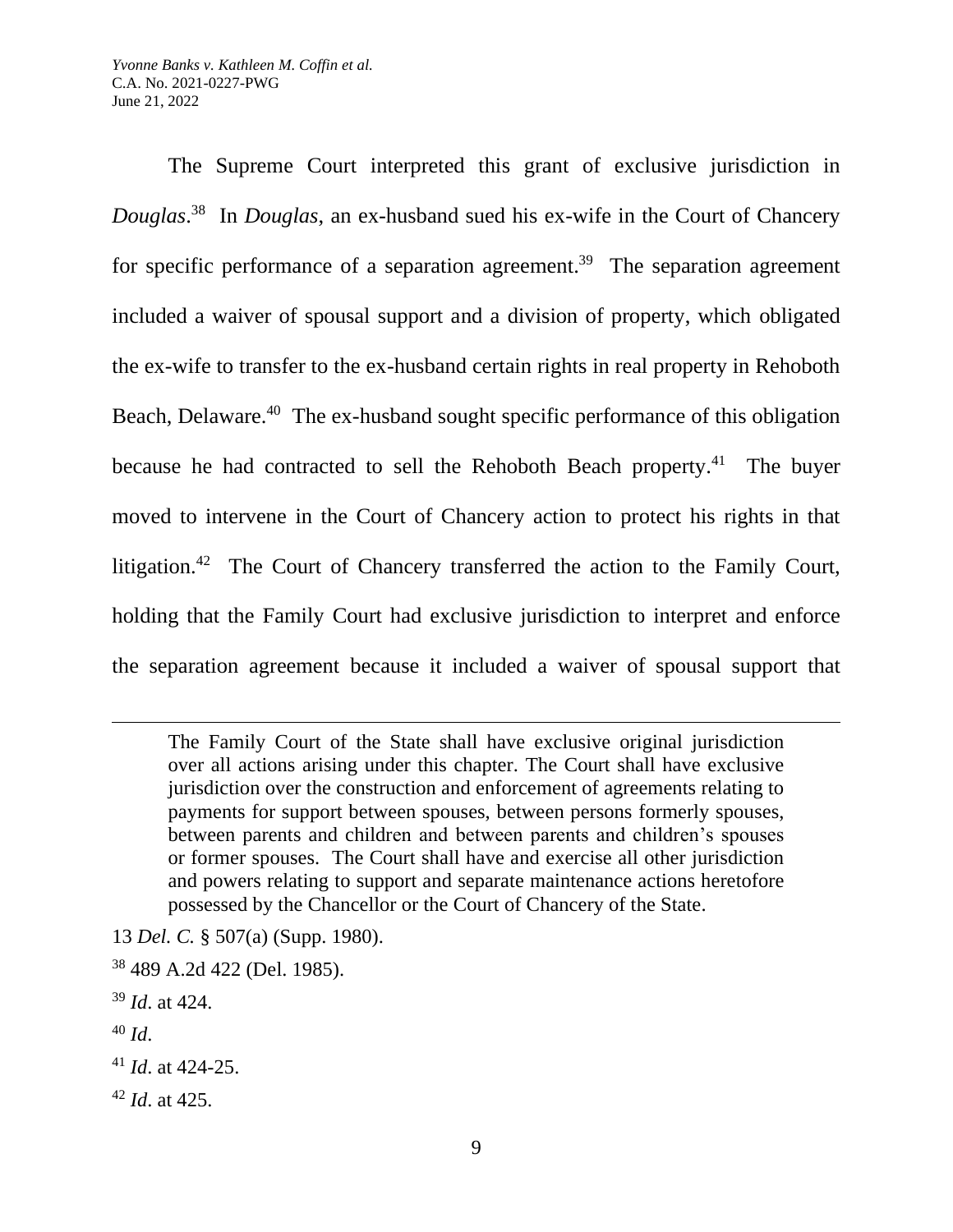The Supreme Court interpreted this grant of exclusive jurisdiction in *Douglas*.[38] In *Douglas*, an ex-husband sued his ex-wife in the Court of Chancery for specific performance of a separation agreement.[39] The separation agreement included a waiver of spousal support and a division of property, which obligated the ex-wife to transfer to the ex-husband certain rights in real property in Rehoboth Beach, Delaware.[40] The ex-husband sought specific performance of this obligation because he had contracted to sell the Rehoboth Beach property.[41] The buyer moved to intervene in the Court of Chancery action to protect his rights in that litigation.[42] The Court of Chancery transferred the action to the Family Court, holding that the Family Court had exclusive jurisdiction to interpret and enforce the separation agreement because it included a waiver of spousal support that

---

> The Family Court of the State shall have exclusive original jurisdiction over all actions arising under this chapter. The Court shall have exclusive jurisdiction over the construction and enforcement of agreements relating to payments for support between spouses, between persons formerly spouses, between parents and children and between parents and children's spouses or former spouses. The Court shall have and exercise all other jurisdiction and powers relating to support and separate maintenance actions heretofore possessed by the Chancellor or the Court of Chancery of the State.

13 *Del. C.* § 507(a) (Supp. 1980).

[38] 489 A.2d 422 (Del. 1985).

[39] *Id*. at 424.

[40] *Id*.

[41] *Id*. at 424-25.

[42] *Id*. at 425.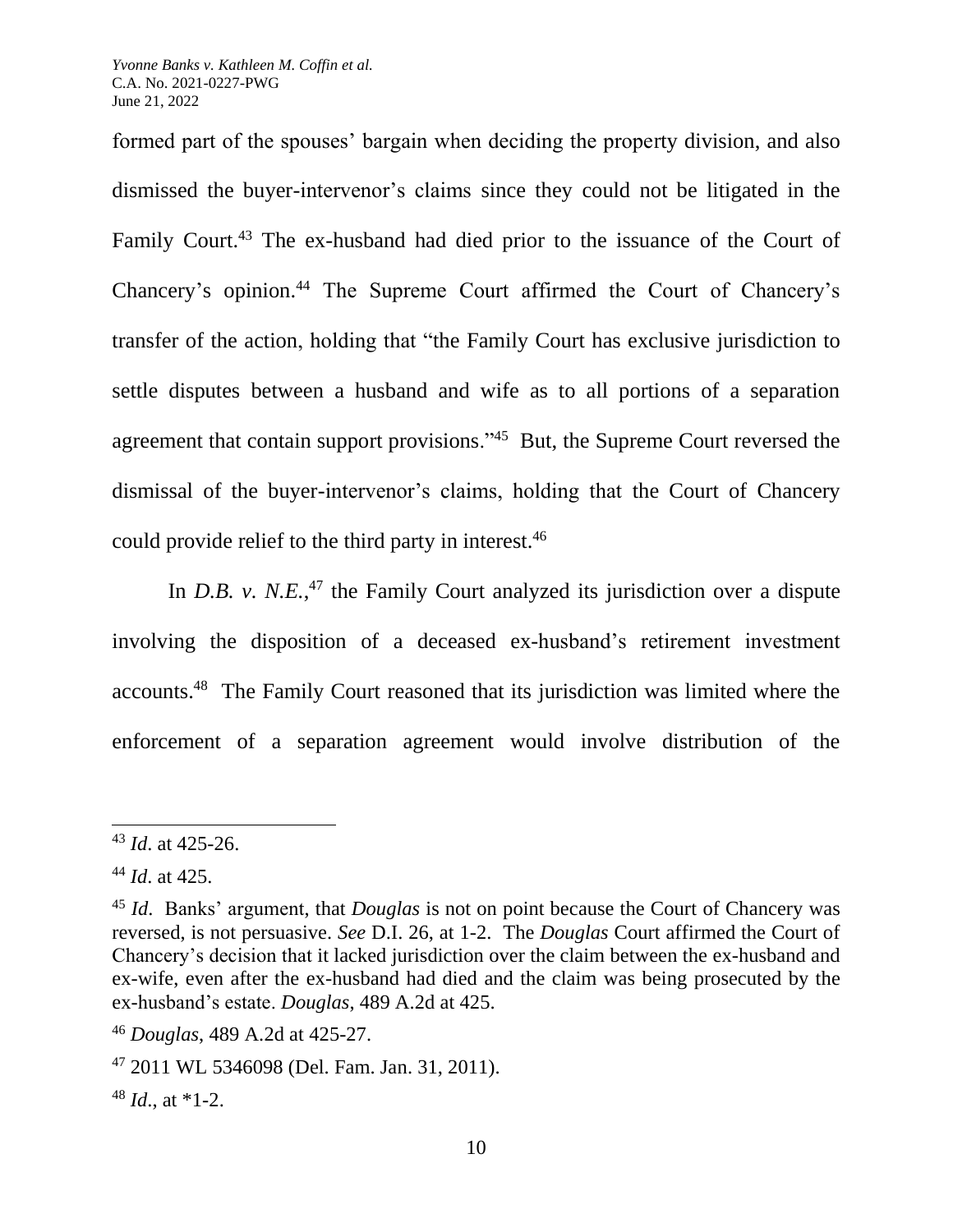formed part of the spouses' bargain when deciding the property division, and also dismissed the buyer-intervenor's claims since they could not be litigated in the Family Court.[43] The ex-husband had died prior to the issuance of the Court of Chancery's opinion.[44] The Supreme Court affirmed the Court of Chancery's transfer of the action, holding that "the Family Court has exclusive jurisdiction to settle disputes between a husband and wife as to all portions of a separation agreement that contain support provisions."[45] But, the Supreme Court reversed the dismissal of the buyer-intervenor's claims, holding that the Court of Chancery could provide relief to the third party in interest.[46]

In *D.B. v. N.E.*,[47] the Family Court analyzed its jurisdiction over a dispute involving the disposition of a deceased ex-husband's retirement investment accounts.[48] The Family Court reasoned that its jurisdiction was limited where the enforcement of a separation agreement would involve distribution of the

---

[43] *Id*. at 425-26.

[44] *Id*. at 425.

[45] *Id*. Banks' argument, that *Douglas* is not on point because the Court of Chancery was reversed, is not persuasive. *See* D.I. 26, at 1-2. The *Douglas* Court affirmed the Court of Chancery's decision that it lacked jurisdiction over the claim between the ex-husband and ex-wife, even after the ex-husband had died and the claim was being prosecuted by the ex-husband's estate. *Douglas*, 489 A.2d at 425.

[46] *Douglas*, 489 A.2d at 425-27.

[47] 2011 WL 5346098 (Del. Fam. Jan. 31, 2011).

[48] *Id*., at *1-2.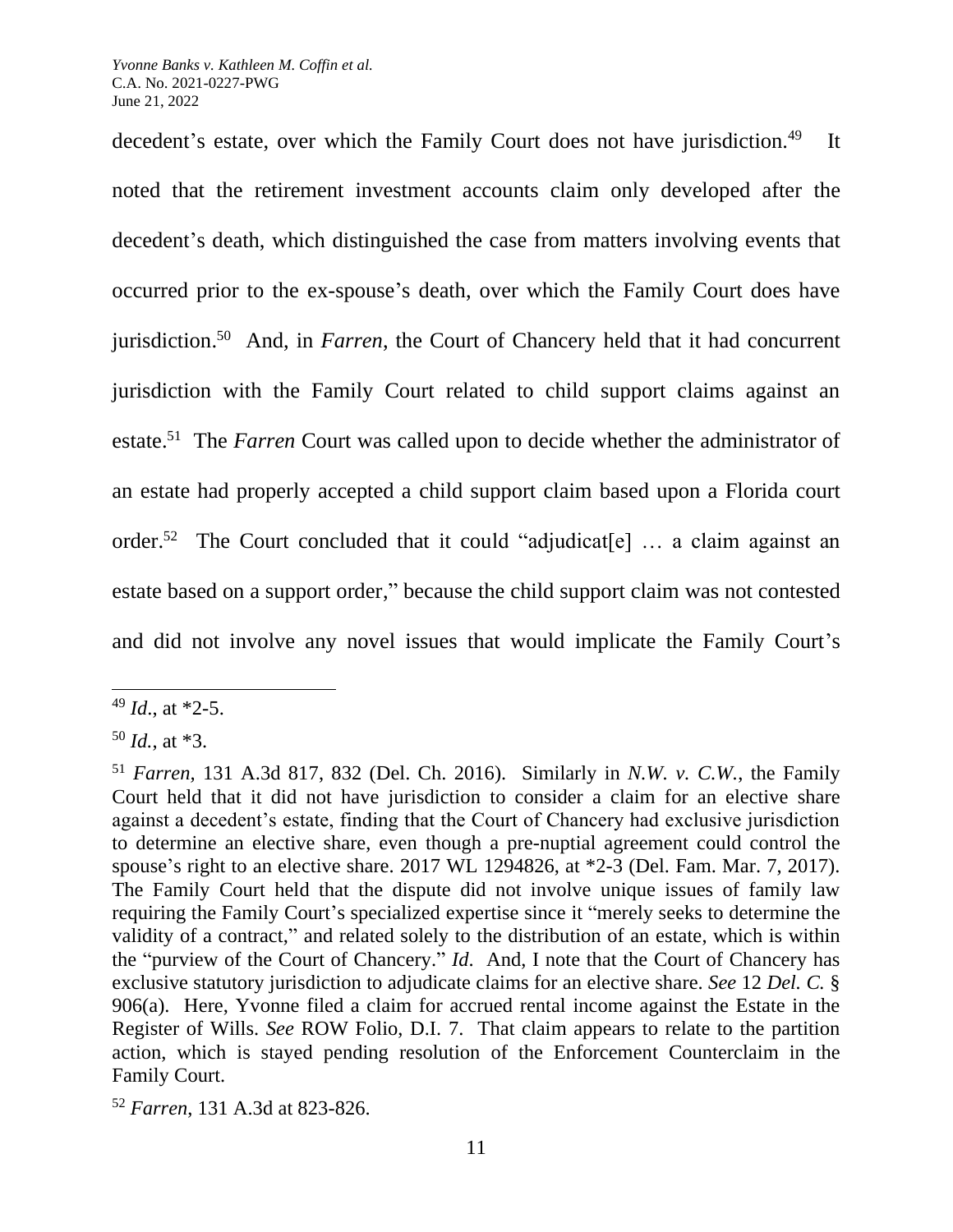decedent's estate, over which the Family Court does not have jurisdiction.[49] It noted that the retirement investment accounts claim only developed after the decedent's death, which distinguished the case from matters involving events that occurred prior to the ex-spouse's death, over which the Family Court does have jurisdiction.[50] And, in *Farren*, the Court of Chancery held that it had concurrent jurisdiction with the Family Court related to child support claims against an estate.[51] The *Farren* Court was called upon to decide whether the administrator of an estate had properly accepted a child support claim based upon a Florida court order.[52] The Court concluded that it could "adjudicat[e] … a claim against an estate based on a support order," because the child support claim was not contested and did not involve any novel issues that would implicate the Family Court's

---

[49] *Id.*, at *2-5.

[50] *Id.*, at *3.

[51] *Farren*, 131 A.3d 817, 832 (Del. Ch. 2016). Similarly in *N.W. v. C.W.*, the Family Court held that it did not have jurisdiction to consider a claim for an elective share against a decedent's estate, finding that the Court of Chancery had exclusive jurisdiction to determine an elective share, even though a pre-nuptial agreement could control the spouse's right to an elective share. 2017 WL 1294826, at *2-3 (Del. Fam. Mar. 7, 2017). The Family Court held that the dispute did not involve unique issues of family law requiring the Family Court's specialized expertise since it "merely seeks to determine the validity of a contract," and related solely to the distribution of an estate, which is within the "purview of the Court of Chancery." *Id.* And, I note that the Court of Chancery has exclusive statutory jurisdiction to adjudicate claims for an elective share. *See* 12 *Del. C.* § 906(a). Here, Yvonne filed a claim for accrued rental income against the Estate in the Register of Wills. *See* ROW Folio, D.I. 7. That claim appears to relate to the partition action, which is stayed pending resolution of the Enforcement Counterclaim in the Family Court.

[52] *Farren*, 131 A.3d at 823-826.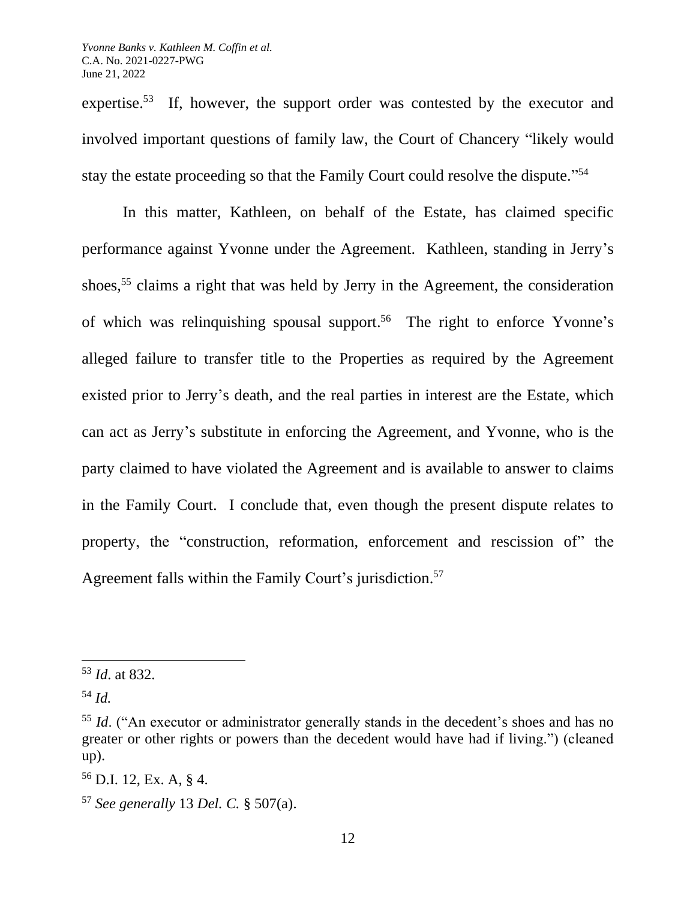expertise.[53] If, however, the support order was contested by the executor and involved important questions of family law, the Court of Chancery "likely would stay the estate proceeding so that the Family Court could resolve the dispute."[54]

In this matter, Kathleen, on behalf of the Estate, has claimed specific performance against Yvonne under the Agreement. Kathleen, standing in Jerry's shoes,[55] claims a right that was held by Jerry in the Agreement, the consideration of which was relinquishing spousal support.[56] The right to enforce Yvonne's alleged failure to transfer title to the Properties as required by the Agreement existed prior to Jerry's death, and the real parties in interest are the Estate, which can act as Jerry's substitute in enforcing the Agreement, and Yvonne, who is the party claimed to have violated the Agreement and is available to answer to claims in the Family Court. I conclude that, even though the present dispute relates to property, the "construction, reformation, enforcement and rescission of" the Agreement falls within the Family Court's jurisdiction.[57]

---

[53] *Id*. at 832.

[54] *Id.*

[55] *Id*. ("An executor or administrator generally stands in the decedent's shoes and has no greater or other rights or powers than the decedent would have had if living.") (cleaned up).

[56] D.I. 12, Ex. A, § 4.

[57] *See generally* 13 *Del. C.* § 507(a).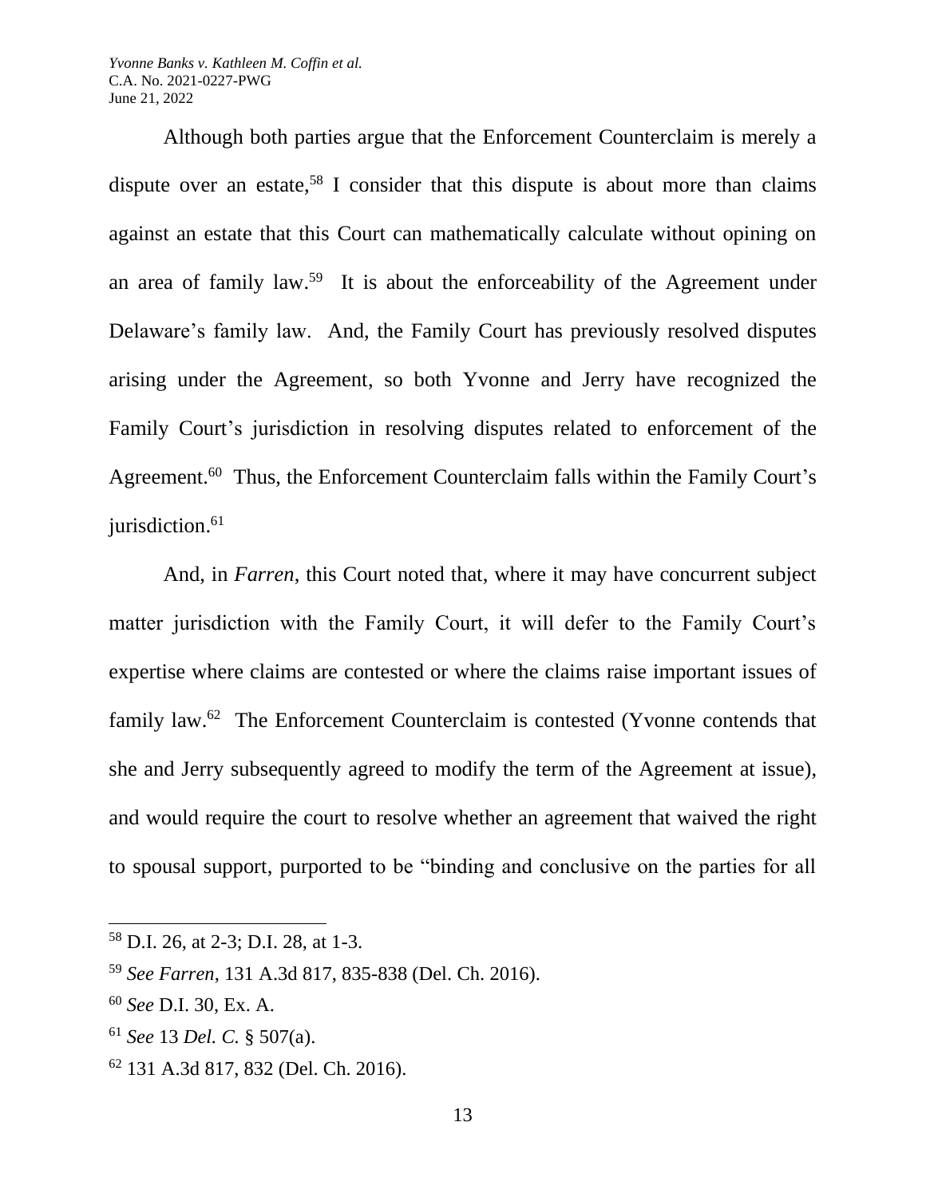Although both parties argue that the Enforcement Counterclaim is merely a dispute over an estate,[58] I consider that this dispute is about more than claims against an estate that this Court can mathematically calculate without opining on an area of family law.[59] It is about the enforceability of the Agreement under Delaware's family law. And, the Family Court has previously resolved disputes arising under the Agreement, so both Yvonne and Jerry have recognized the Family Court's jurisdiction in resolving disputes related to enforcement of the Agreement.[60] Thus, the Enforcement Counterclaim falls within the Family Court's jurisdiction.[61]

And, in *Farren*, this Court noted that, where it may have concurrent subject matter jurisdiction with the Family Court, it will defer to the Family Court's expertise where claims are contested or where the claims raise important issues of family law.[62] The Enforcement Counterclaim is contested (Yvonne contends that she and Jerry subsequently agreed to modify the term of the Agreement at issue), and would require the court to resolve whether an agreement that waived the right to spousal support, purported to be "binding and conclusive on the parties for all

---

[58] D.I. 26, at 2-3; D.I. 28, at 1-3.

[59] *See Farren*, 131 A.3d 817, 835-838 (Del. Ch. 2016).

[60] *See* D.I. 30, Ex. A.

[61] *See* 13 *Del. C.* § 507(a).

[62] 131 A.3d 817, 832 (Del. Ch. 2016).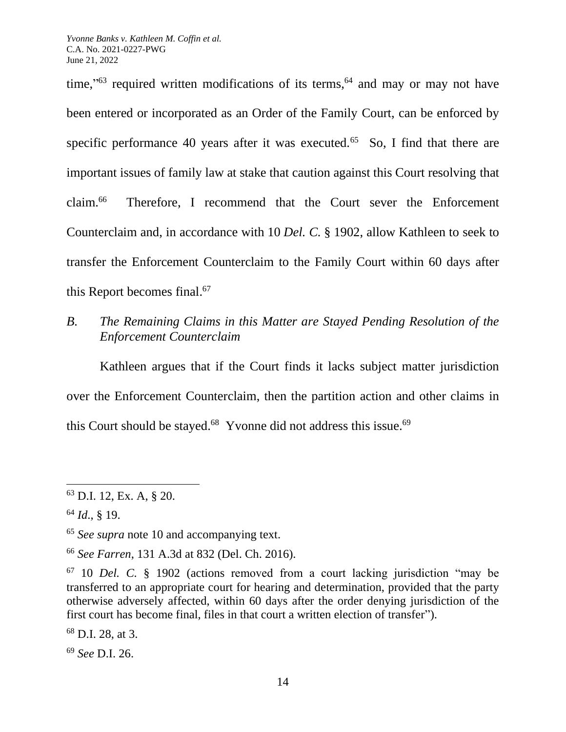time,"[63] required written modifications of its terms,[64] and may or may not have been entered or incorporated as an Order of the Family Court, can be enforced by specific performance 40 years after it was executed.[65] So, I find that there are important issues of family law at stake that caution against this Court resolving that claim.[66] Therefore, I recommend that the Court sever the Enforcement Counterclaim and, in accordance with 10 *Del. C.* § 1902, allow Kathleen to seek to transfer the Enforcement Counterclaim to the Family Court within 60 days after this Report becomes final.[67]

### *B. The Remaining Claims in this Matter are Stayed Pending Resolution of the Enforcement Counterclaim*

Kathleen argues that if the Court finds it lacks subject matter jurisdiction over the Enforcement Counterclaim, then the partition action and other claims in this Court should be stayed.[68] Yvonne did not address this issue.[69]

---

[63] D.I. 12, Ex. A, § 20.

[64] *Id*., § 19.

[65] *See supra* note 10 and accompanying text.

[66] *See Farren*, 131 A.3d at 832 (Del. Ch. 2016).

[67] 10 *Del. C.* § 1902 (actions removed from a court lacking jurisdiction "may be transferred to an appropriate court for hearing and determination, provided that the party otherwise adversely affected, within 60 days after the order denying jurisdiction of the first court has become final, files in that court a written election of transfer").

[68] D.I. 28, at 3.

[69] *See* D.I. 26.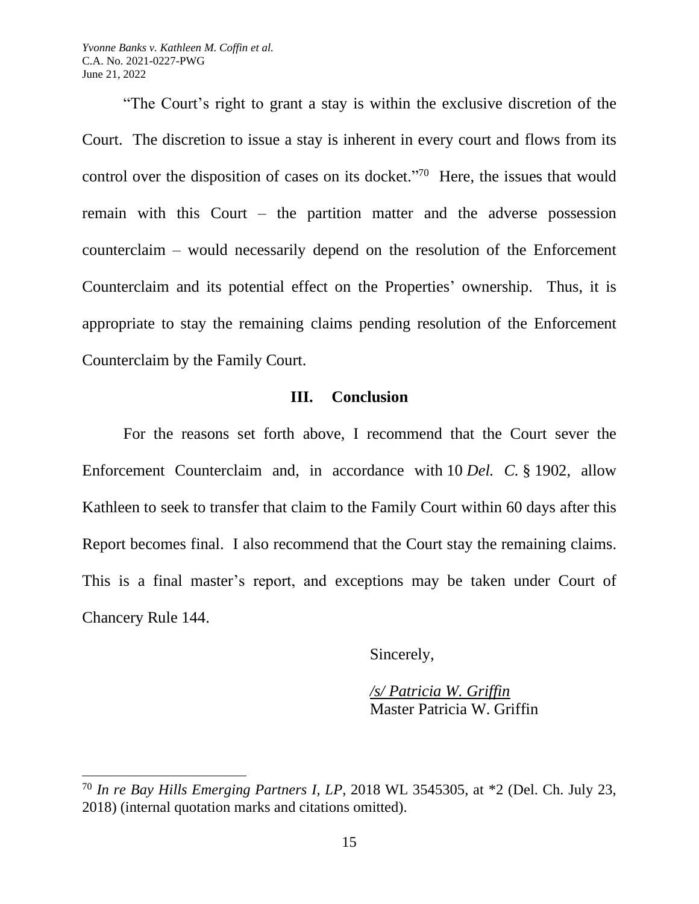"The Court's right to grant a stay is within the exclusive discretion of the Court. The discretion to issue a stay is inherent in every court and flows from its control over the disposition of cases on its docket."[70] Here, the issues that would remain with this Court – the partition matter and the adverse possession counterclaim – would necessarily depend on the resolution of the Enforcement Counterclaim and its potential effect on the Properties' ownership. Thus, it is appropriate to stay the remaining claims pending resolution of the Enforcement Counterclaim by the Family Court.

## III. Conclusion

For the reasons set forth above, I recommend that the Court sever the Enforcement Counterclaim and, in accordance with 10 *Del. C.* § 1902, allow Kathleen to seek to transfer that claim to the Family Court within 60 days after this Report becomes final. I also recommend that the Court stay the remaining claims. This is a final master's report, and exceptions may be taken under Court of Chancery Rule 144.

Sincerely,

*/s/ Patricia W. Griffin*
Master Patricia W. Griffin

---

[70] *In re Bay Hills Emerging Partners I, LP*, 2018 WL 3545305, at *2 (Del. Ch. July 23, 2018) (internal quotation marks and citations omitted).